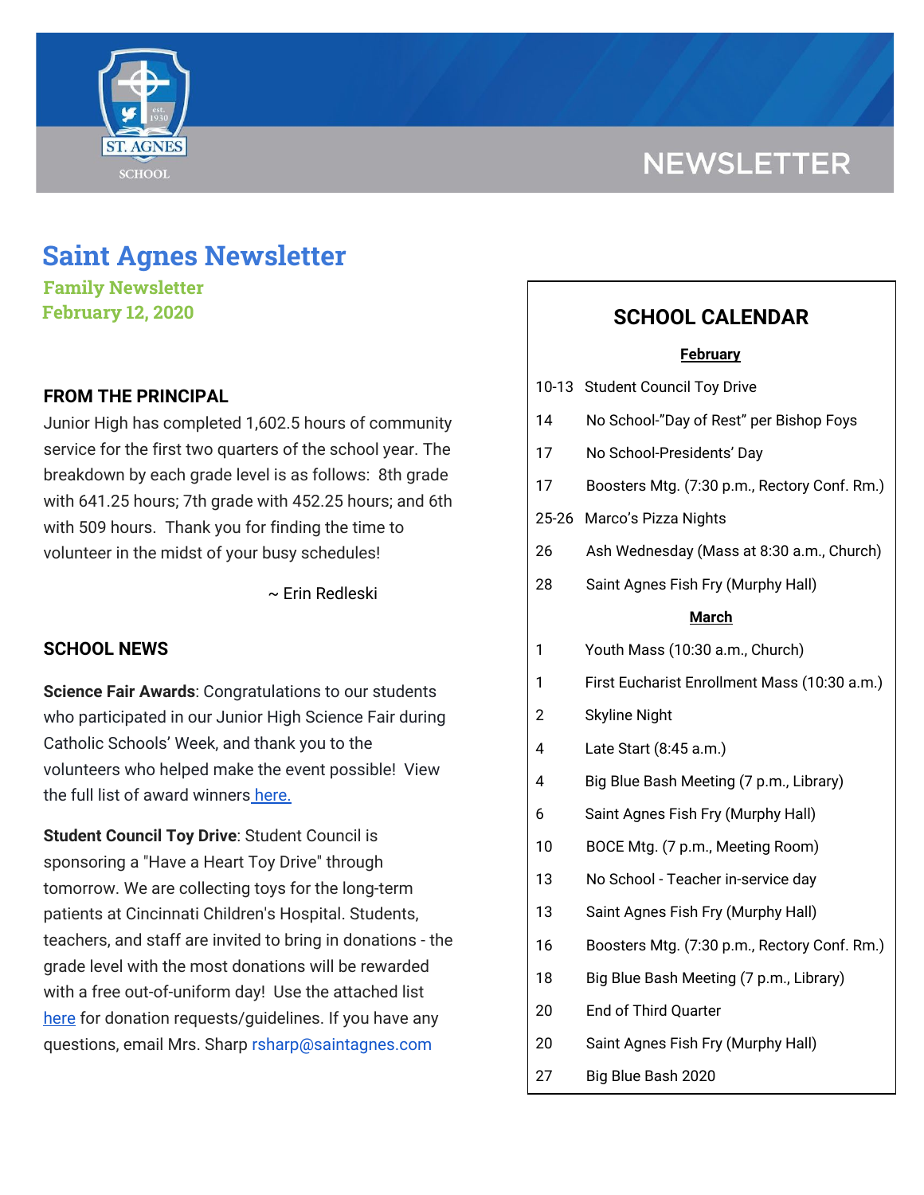NEWSLETTER

# Saint Agnes Newsletter

**Family Newsletter**
**February 12, 2020**

## FROM THE PRINCIPAL

Junior High has completed 1,602.5 hours of community service for the first two quarters of the school year. The breakdown by each grade level is as follows: 8th grade with 641.25 hours; 7th grade with 452.25 hours; and 6th with 509 hours. Thank you for finding the time to volunteer in the midst of your busy schedules!

~ Erin Redleski

## SCHOOL NEWS

**Science Fair Awards**: Congratulations to our students who participated in our Junior High Science Fair during Catholic Schools' Week, and thank you to the volunteers who helped make the event possible! View the full list of award winners here.

**Student Council Toy Drive**: Student Council is sponsoring a "Have a Heart Toy Drive" through tomorrow. We are collecting toys for the long-term patients at Cincinnati Children's Hospital. Students, teachers, and staff are invited to bring in donations - the grade level with the most donations will be rewarded with a free out-of-uniform day! Use the attached list here for donation requests/guidelines. If you have any questions, email Mrs. Sharp rsharp@saintagnes.com

## SCHOOL CALENDAR

**February**

| | |
|---|---|
| 10-13 | Student Council Toy Drive |
| 14 | No School-"Day of Rest" per Bishop Foys |
| 17 | No School-Presidents' Day |
| 17 | Boosters Mtg. (7:30 p.m., Rectory Conf. Rm.) |
| 25-26 | Marco's Pizza Nights |
| 26 | Ash Wednesday (Mass at 8:30 a.m., Church) |
| 28 | Saint Agnes Fish Fry (Murphy Hall) |

**March**

| | |
|---|---|
| 1 | Youth Mass (10:30 a.m., Church) |
| 1 | First Eucharist Enrollment Mass (10:30 a.m.) |
| 2 | Skyline Night |
| 4 | Late Start (8:45 a.m.) |
| 4 | Big Blue Bash Meeting (7 p.m., Library) |
| 6 | Saint Agnes Fish Fry (Murphy Hall) |
| 10 | BOCE Mtg. (7 p.m., Meeting Room) |
| 13 | No School - Teacher in-service day |
| 13 | Saint Agnes Fish Fry (Murphy Hall) |
| 16 | Boosters Mtg. (7:30 p.m., Rectory Conf. Rm.) |
| 18 | Big Blue Bash Meeting (7 p.m., Library) |
| 20 | End of Third Quarter |
| 20 | Saint Agnes Fish Fry (Murphy Hall) |
| 27 | Big Blue Bash 2020 |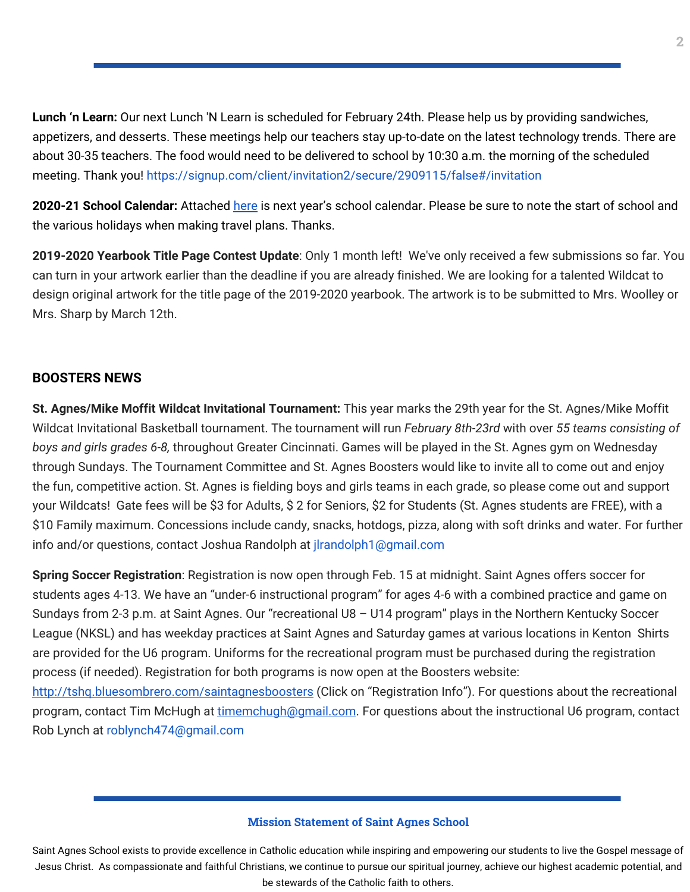**Lunch 'n Learn:** Our next Lunch 'N Learn is scheduled for February 24th. Please help us by providing sandwiches, appetizers, and desserts. These meetings help our teachers stay up-to-date on the latest technology trends. There are about 30-35 teachers. The food would need to be delivered to school by 10:30 a.m. the morning of the scheduled meeting. Thank you! https://signup.com/client/invitation2/secure/2909115/false#/invitation

**2020-21 School Calendar:** Attached here is next year's school calendar. Please be sure to note the start of school and the various holidays when making travel plans. Thanks.

**2019-2020 Yearbook Title Page Contest Update**: Only 1 month left! We've only received a few submissions so far. You can turn in your artwork earlier than the deadline if you are already finished. We are looking for a talented Wildcat to design original artwork for the title page of the 2019-2020 yearbook. The artwork is to be submitted to Mrs. Woolley or Mrs. Sharp by March 12th.

## BOOSTERS NEWS

**St. Agnes/Mike Moffit Wildcat Invitational Tournament:** This year marks the 29th year for the St. Agnes/Mike Moffit Wildcat Invitational Basketball tournament. The tournament will run *February 8th-23rd* with over *55 teams consisting of boys and girls grades 6-8,* throughout Greater Cincinnati. Games will be played in the St. Agnes gym on Wednesday through Sundays. The Tournament Committee and St. Agnes Boosters would like to invite all to come out and enjoy the fun, competitive action. St. Agnes is fielding boys and girls teams in each grade, so please come out and support your Wildcats! Gate fees will be $3 for Adults, $ 2 for Seniors, $2 for Students (St. Agnes students are FREE), with a $10 Family maximum. Concessions include candy, snacks, hotdogs, pizza, along with soft drinks and water. For further info and/or questions, contact Joshua Randolph at jlrandolph1@gmail.com

**Spring Soccer Registration**: Registration is now open through Feb. 15 at midnight. Saint Agnes offers soccer for students ages 4-13. We have an "under-6 instructional program" for ages 4-6 with a combined practice and game on Sundays from 2-3 p.m. at Saint Agnes. Our "recreational U8 – U14 program" plays in the Northern Kentucky Soccer League (NKSL) and has weekday practices at Saint Agnes and Saturday games at various locations in Kenton Shirts are provided for the U6 program. Uniforms for the recreational program must be purchased during the registration process (if needed). Registration for both programs is now open at the Boosters website: http://tshq.bluesombrero.com/saintagnesboosters (Click on "Registration Info"). For questions about the recreational program, contact Tim McHugh at timemchugh@gmail.com. For questions about the instructional U6 program, contact Rob Lynch at roblynch474@gmail.com

**Mission Statement of Saint Agnes School**

Saint Agnes School exists to provide excellence in Catholic education while inspiring and empowering our students to live the Gospel message of Jesus Christ. As compassionate and faithful Christians, we continue to pursue our spiritual journey, achieve our highest academic potential, and be stewards of the Catholic faith to others.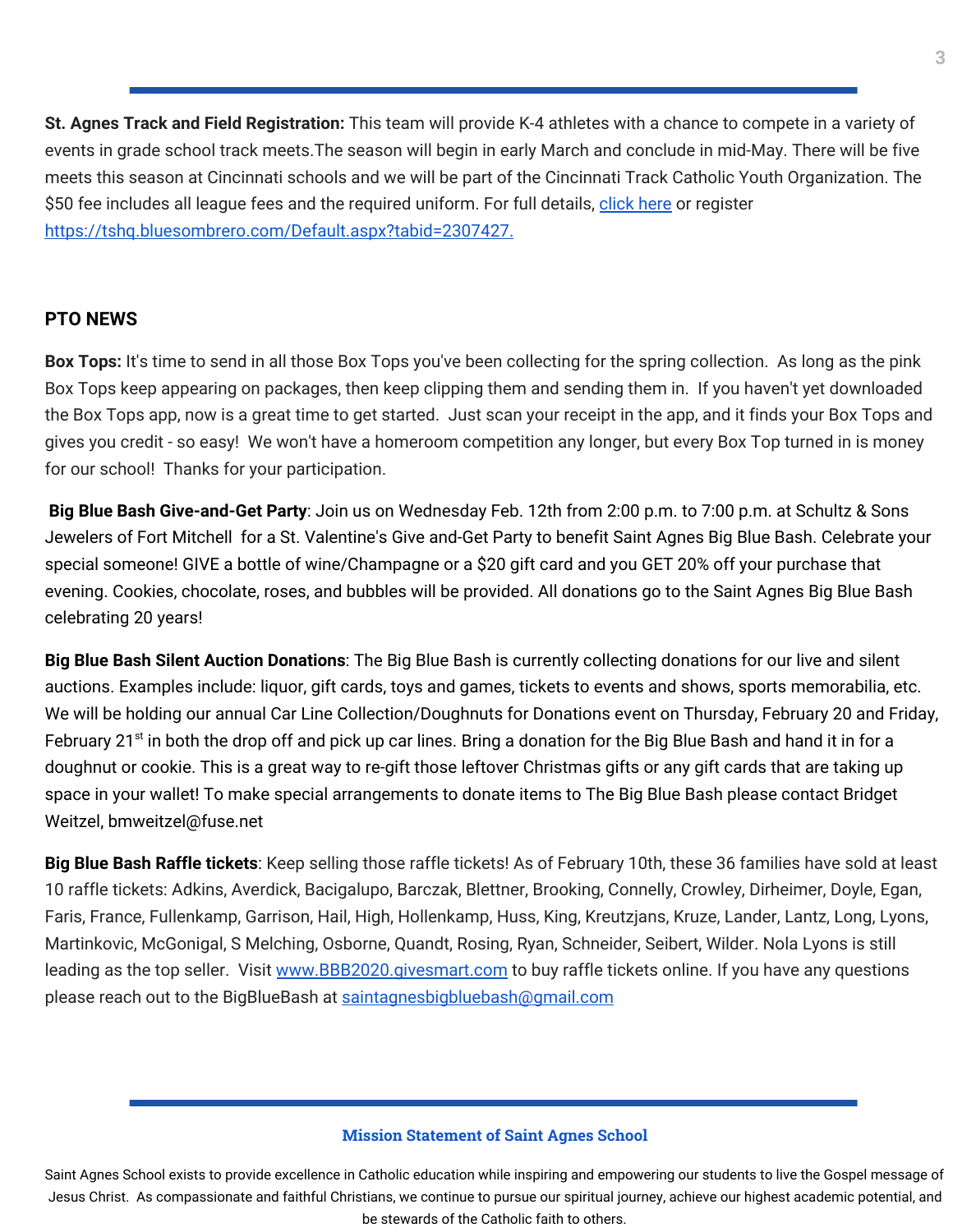**St. Agnes Track and Field Registration:** This team will provide K-4 athletes with a chance to compete in a variety of events in grade school track meets.The season will begin in early March and conclude in mid-May. There will be five meets this season at Cincinnati schools and we will be part of the Cincinnati Track Catholic Youth Organization. The $50 fee includes all league fees and the required uniform. For full details, click here or register https://tshq.bluesombrero.com/Default.aspx?tabid=2307427.

## PTO NEWS

**Box Tops:** It's time to send in all those Box Tops you've been collecting for the spring collection. As long as the pink Box Tops keep appearing on packages, then keep clipping them and sending them in. If you haven't yet downloaded the Box Tops app, now is a great time to get started. Just scan your receipt in the app, and it finds your Box Tops and gives you credit - so easy! We won't have a homeroom competition any longer, but every Box Top turned in is money for our school! Thanks for your participation.

**Big Blue Bash Give-and-Get Party**: Join us on Wednesday Feb. 12th from 2:00 p.m. to 7:00 p.m. at Schultz & Sons Jewelers of Fort Mitchell for a St. Valentine's Give and-Get Party to benefit Saint Agnes Big Blue Bash. Celebrate your special someone! GIVE a bottle of wine/Champagne or a $20 gift card and you GET 20% off your purchase that evening. Cookies, chocolate, roses, and bubbles will be provided. All donations go to the Saint Agnes Big Blue Bash celebrating 20 years!

**Big Blue Bash Silent Auction Donations**: The Big Blue Bash is currently collecting donations for our live and silent auctions. Examples include: liquor, gift cards, toys and games, tickets to events and shows, sports memorabilia, etc. We will be holding our annual Car Line Collection/Doughnuts for Donations event on Thursday, February 20 and Friday, February 21st in both the drop off and pick up car lines. Bring a donation for the Big Blue Bash and hand it in for a doughnut or cookie. This is a great way to re-gift those leftover Christmas gifts or any gift cards that are taking up space in your wallet! To make special arrangements to donate items to The Big Blue Bash please contact Bridget Weitzel, bmweitzel@fuse.net

**Big Blue Bash Raffle tickets**: Keep selling those raffle tickets! As of February 10th, these 36 families have sold at least 10 raffle tickets: Adkins, Averdick, Bacigalupo, Barczak, Blettner, Brooking, Connelly, Crowley, Dirheimer, Doyle, Egan, Faris, France, Fullenkamp, Garrison, Hail, High, Hollenkamp, Huss, King, Kreutzjans, Kruze, Lander, Lantz, Long, Lyons, Martinkovic, McGonigal, S Melching, Osborne, Quandt, Rosing, Ryan, Schneider, Seibert, Wilder. Nola Lyons is still leading as the top seller. Visit www.BBB2020.givesmart.com to buy raffle tickets online. If you have any questions please reach out to the BigBlueBash at saintagnesbigbluebash@gmail.com

**Mission Statement of Saint Agnes School**

Saint Agnes School exists to provide excellence in Catholic education while inspiring and empowering our students to live the Gospel message of Jesus Christ. As compassionate and faithful Christians, we continue to pursue our spiritual journey, achieve our highest academic potential, and be stewards of the Catholic faith to others.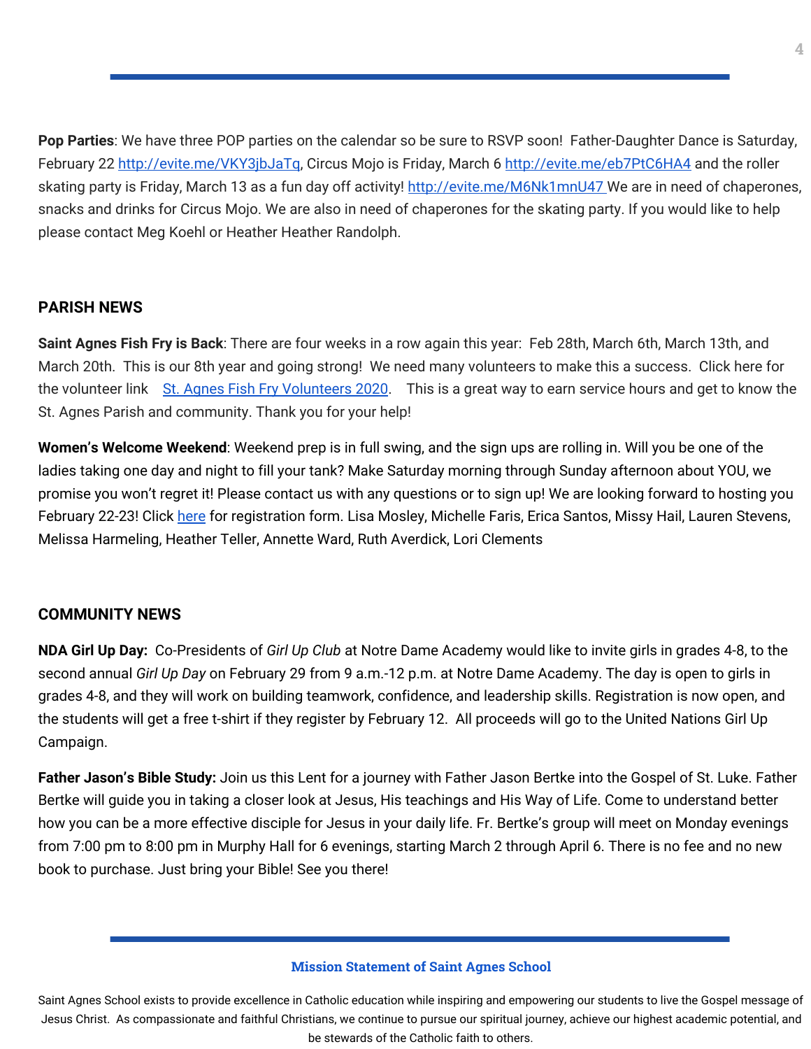**Pop Parties**: We have three POP parties on the calendar so be sure to RSVP soon! Father-Daughter Dance is Saturday, February 22 http://evite.me/VKY3jbJaTq, Circus Mojo is Friday, March 6 http://evite.me/eb7PtC6HA4 and the roller skating party is Friday, March 13 as a fun day off activity! http://evite.me/M6Nk1mnU47 We are in need of chaperones, snacks and drinks for Circus Mojo. We are also in need of chaperones for the skating party. If you would like to help please contact Meg Koehl or Heather Heather Randolph.

## PARISH NEWS

**Saint Agnes Fish Fry is Back**: There are four weeks in a row again this year: Feb 28th, March 6th, March 13th, and March 20th. This is our 8th year and going strong! We need many volunteers to make this a success. Click here for the volunteer link St. Agnes Fish Fry Volunteers 2020. This is a great way to earn service hours and get to know the St. Agnes Parish and community. Thank you for your help!

**Women's Welcome Weekend**: Weekend prep is in full swing, and the sign ups are rolling in. Will you be one of the ladies taking one day and night to fill your tank? Make Saturday morning through Sunday afternoon about YOU, we promise you won't regret it! Please contact us with any questions or to sign up! We are looking forward to hosting you February 22-23! Click here for registration form. Lisa Mosley, Michelle Faris, Erica Santos, Missy Hail, Lauren Stevens, Melissa Harmeling, Heather Teller, Annette Ward, Ruth Averdick, Lori Clements

## COMMUNITY NEWS

**NDA Girl Up Day:** Co-Presidents of *Girl Up Club* at Notre Dame Academy would like to invite girls in grades 4-8, to the second annual *Girl Up Day* on February 29 from 9 a.m.-12 p.m. at Notre Dame Academy. The day is open to girls in grades 4-8, and they will work on building teamwork, confidence, and leadership skills. Registration is now open, and the students will get a free t-shirt if they register by February 12. All proceeds will go to the United Nations Girl Up Campaign.

**Father Jason's Bible Study:** Join us this Lent for a journey with Father Jason Bertke into the Gospel of St. Luke. Father Bertke will guide you in taking a closer look at Jesus, His teachings and His Way of Life. Come to understand better how you can be a more effective disciple for Jesus in your daily life. Fr. Bertke's group will meet on Monday evenings from 7:00 pm to 8:00 pm in Murphy Hall for 6 evenings, starting March 2 through April 6. There is no fee and no new book to purchase. Just bring your Bible! See you there!

**Mission Statement of Saint Agnes School**

Saint Agnes School exists to provide excellence in Catholic education while inspiring and empowering our students to live the Gospel message of Jesus Christ. As compassionate and faithful Christians, we continue to pursue our spiritual journey, achieve our highest academic potential, and be stewards of the Catholic faith to others.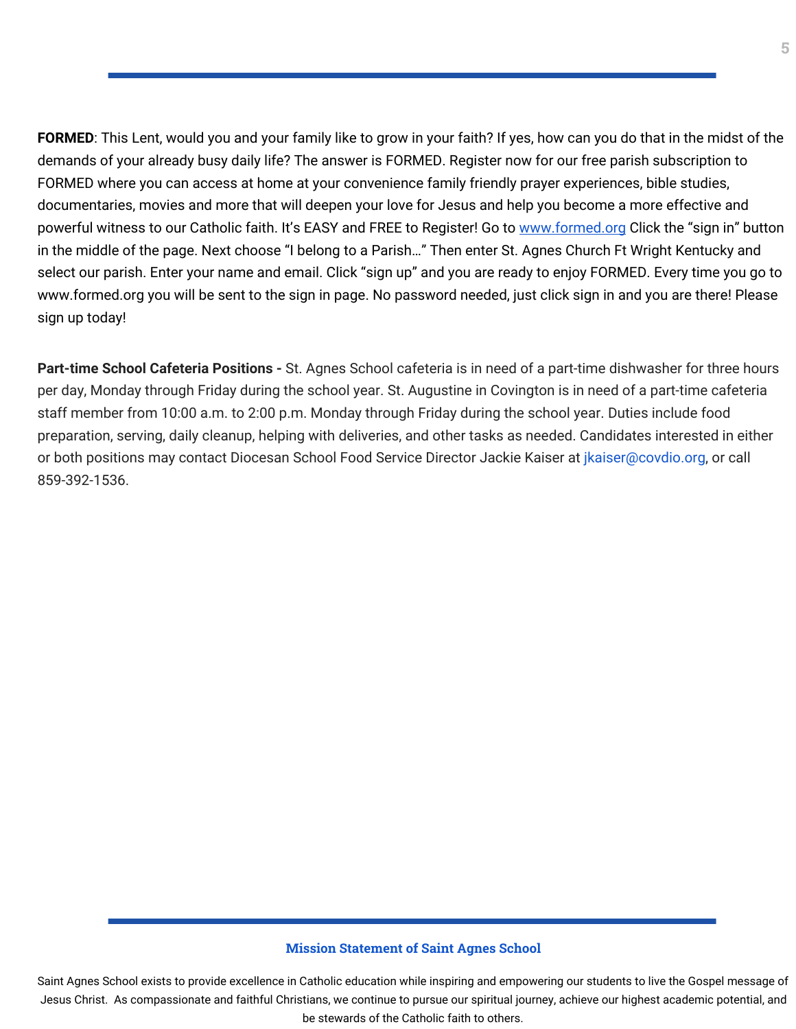**FORMED**: This Lent, would you and your family like to grow in your faith? If yes, how can you do that in the midst of the demands of your already busy daily life? The answer is FORMED. Register now for our free parish subscription to FORMED where you can access at home at your convenience family friendly prayer experiences, bible studies, documentaries, movies and more that will deepen your love for Jesus and help you become a more effective and powerful witness to our Catholic faith. It's EASY and FREE to Register! Go to www.formed.org Click the "sign in" button in the middle of the page. Next choose "I belong to a Parish…" Then enter St. Agnes Church Ft Wright Kentucky and select our parish. Enter your name and email. Click "sign up" and you are ready to enjoy FORMED. Every time you go to www.formed.org you will be sent to the sign in page. No password needed, just click sign in and you are there! Please sign up today!

**Part-time School Cafeteria Positions -** St. Agnes School cafeteria is in need of a part-time dishwasher for three hours per day, Monday through Friday during the school year. St. Augustine in Covington is in need of a part-time cafeteria staff member from 10:00 a.m. to 2:00 p.m. Monday through Friday during the school year. Duties include food preparation, serving, daily cleanup, helping with deliveries, and other tasks as needed. Candidates interested in either or both positions may contact Diocesan School Food Service Director Jackie Kaiser at jkaiser@covdio.org, or call 859-392-1536.

**Mission Statement of Saint Agnes School**

Saint Agnes School exists to provide excellence in Catholic education while inspiring and empowering our students to live the Gospel message of Jesus Christ. As compassionate and faithful Christians, we continue to pursue our spiritual journey, achieve our highest academic potential, and be stewards of the Catholic faith to others.